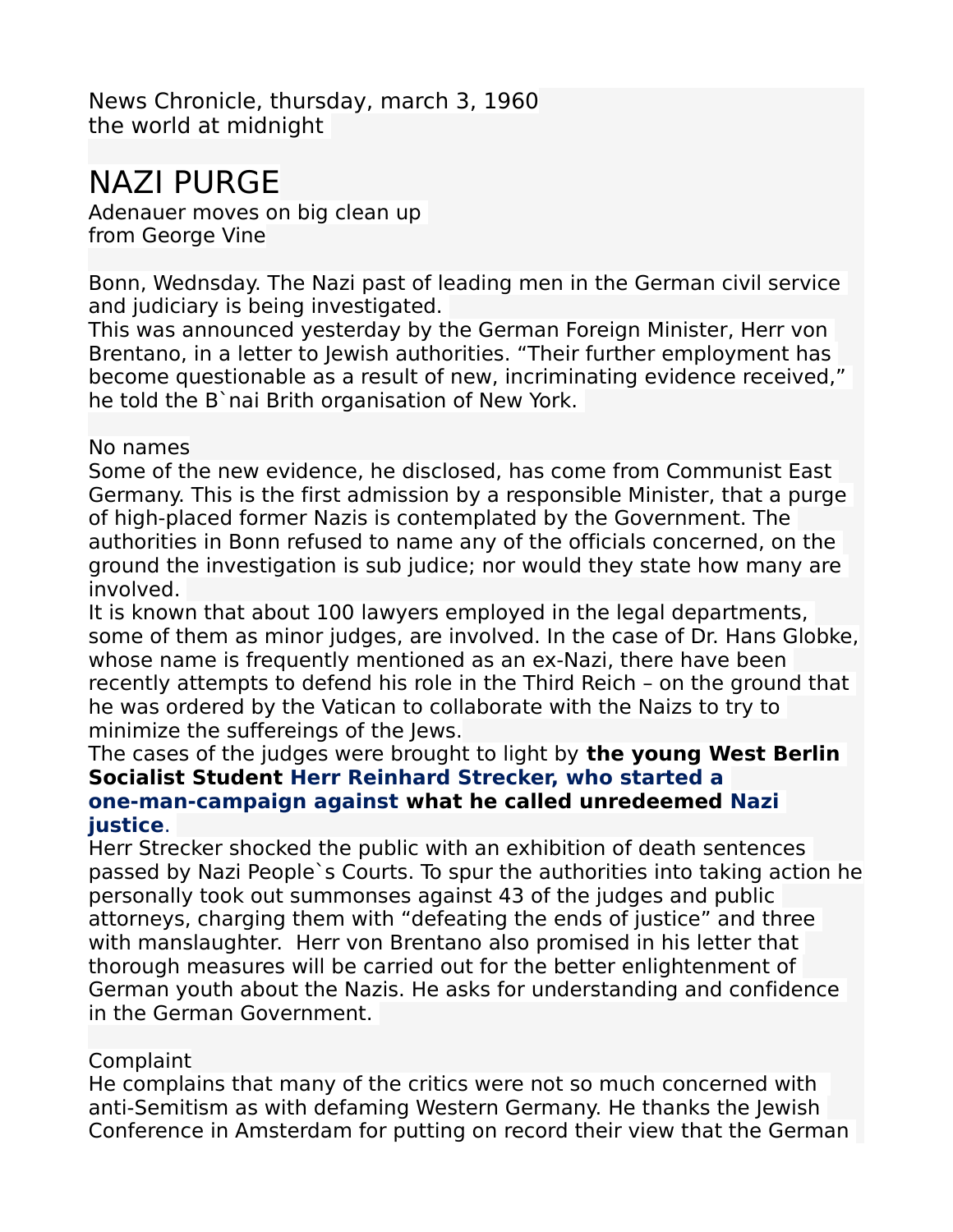News Chronicle, thursday, march 3, 1960
the world at midnight

# NAZI PURGE

Adenauer moves on big clean up
from George Vine

Bonn, Wednsday. The Nazi past of leading men in the German civil service and judiciary is being investigated.
This was announced yesterday by the German Foreign Minister, Herr von Brentano, in a letter to Jewish authorities. "Their further employment has become questionable as a result of new, incriminating evidence received," he told the B`nai Brith organisation of New York.

No names
Some of the new evidence, he disclosed, has come from Communist East Germany. This is the first admission by a responsible Minister, that a purge of high-placed former Nazis is contemplated by the Government. The authorities in Bonn refused to name any of the officials concerned, on the ground the investigation is sub judice; nor would they state how many are involved.
It is known that about 100 lawyers employed in the legal departments, some of them as minor judges, are involved. In the case of Dr. Hans Globke, whose name is frequently mentioned as an ex-Nazi, there have been recently attempts to defend his role in the Third Reich – on the ground that he was ordered by the Vatican to collaborate with the Naizs to try to minimize the suffereings of the Jews.
The cases of the judges were brought to light by **the young West Berlin Socialist Student Herr Reinhard Strecker, who started a one-man-campaign against what he called unredeemed Nazi justice**.
Herr Strecker shocked the public with an exhibition of death sentences passed by Nazi People`s Courts. To spur the authorities into taking action he personally took out summonses against 43 of the judges and public attorneys, charging them with "defeating the ends of justice" and three with manslaughter. Herr von Brentano also promised in his letter that thorough measures will be carried out for the better enlightenment of German youth about the Nazis. He asks for understanding and confidence in the German Government.

Complaint
He complains that many of the critics were not so much concerned with anti-Semitism as with defaming Western Germany. He thanks the Jewish Conference in Amsterdam for putting on record their view that the German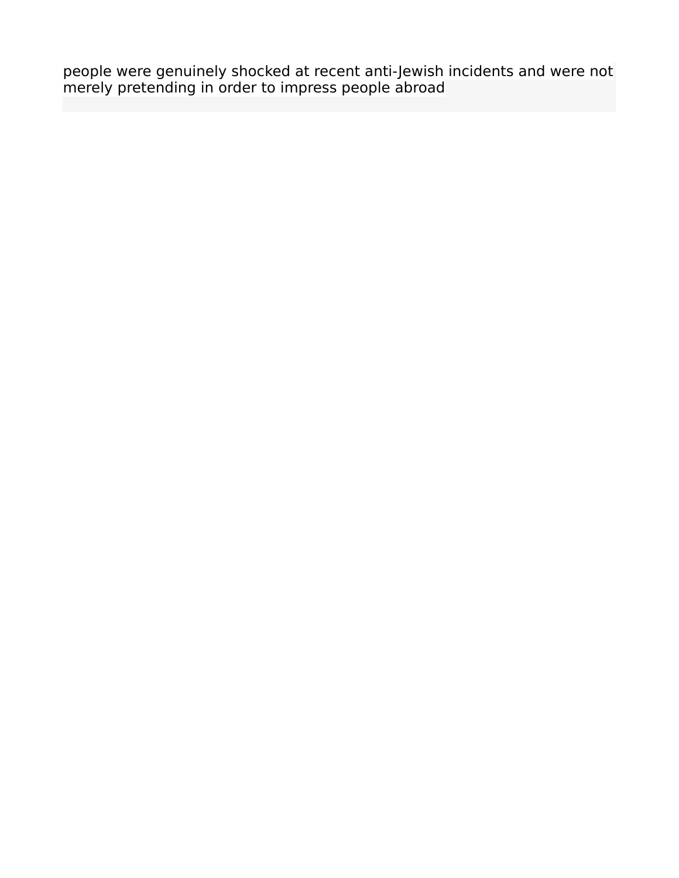people were genuinely shocked at recent anti-Jewish incidents and were not merely pretending in order to impress people abroad